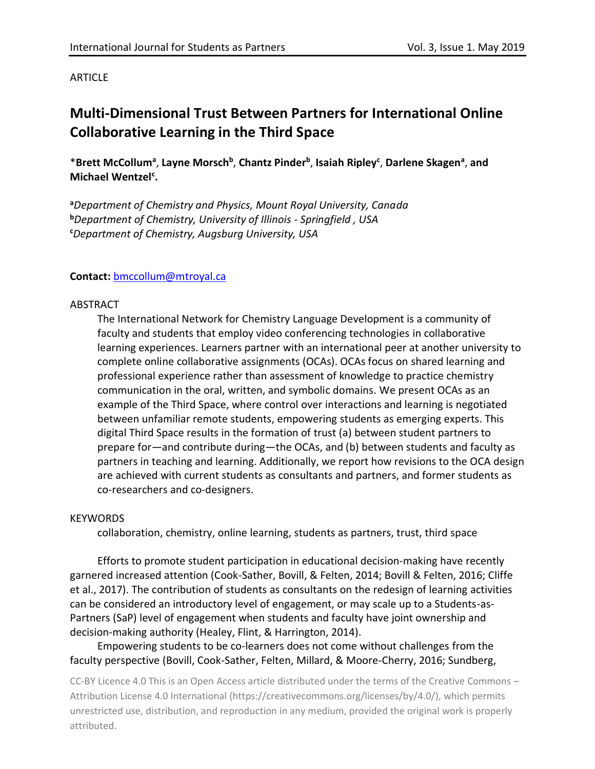ARTICLE

# Multi-Dimensional Trust Between Partners for International Online Collaborative Learning in the Third Space

*__Brett McCollum__[a], __Layne Morsch__[b], __Chantz Pinder__[b], __Isaiah Ripley__[c], __Darlene Skagen__[a], __and Michael Wentzel__[c].

[a]*Department of Chemistry and Physics, Mount Royal University, Canada*
[b]*Department of Chemistry, University of Illinois - Springfield , USA*
[c]*Department of Chemistry, Augsburg University, USA*

**Contact:** bmccollum@mtroyal.ca

## ABSTRACT

The International Network for Chemistry Language Development is a community of faculty and students that employ video conferencing technologies in collaborative learning experiences. Learners partner with an international peer at another university to complete online collaborative assignments (OCAs). OCAs focus on shared learning and professional experience rather than assessment of knowledge to practice chemistry communication in the oral, written, and symbolic domains. We present OCAs as an example of the Third Space, where control over interactions and learning is negotiated between unfamiliar remote students, empowering students as emerging experts. This digital Third Space results in the formation of trust (a) between student partners to prepare for—and contribute during—the OCAs, and (b) between students and faculty as partners in teaching and learning. Additionally, we report how revisions to the OCA design are achieved with current students as consultants and partners, and former students as co-researchers and co-designers.

## KEYWORDS

collaboration, chemistry, online learning, students as partners, trust, third space

Efforts to promote student participation in educational decision-making have recently garnered increased attention (Cook-Sather, Bovill, & Felten, 2014; Bovill & Felten, 2016; Cliffe et al., 2017). The contribution of students as consultants on the redesign of learning activities can be considered an introductory level of engagement, or may scale up to a Students-as-Partners (SaP) level of engagement when students and faculty have joint ownership and decision-making authority (Healey, Flint, & Harrington, 2014).

Empowering students to be co-learners does not come without challenges from the faculty perspective (Bovill, Cook-Sather, Felten, Millard, & Moore-Cherry, 2016; Sundberg,

CC-BY Licence 4.0 This is an Open Access article distributed under the terms of the Creative Commons – Attribution License 4.0 International (https://creativecommons.org/licenses/by/4.0/), which permits unrestricted use, distribution, and reproduction in any medium, provided the original work is properly attributed.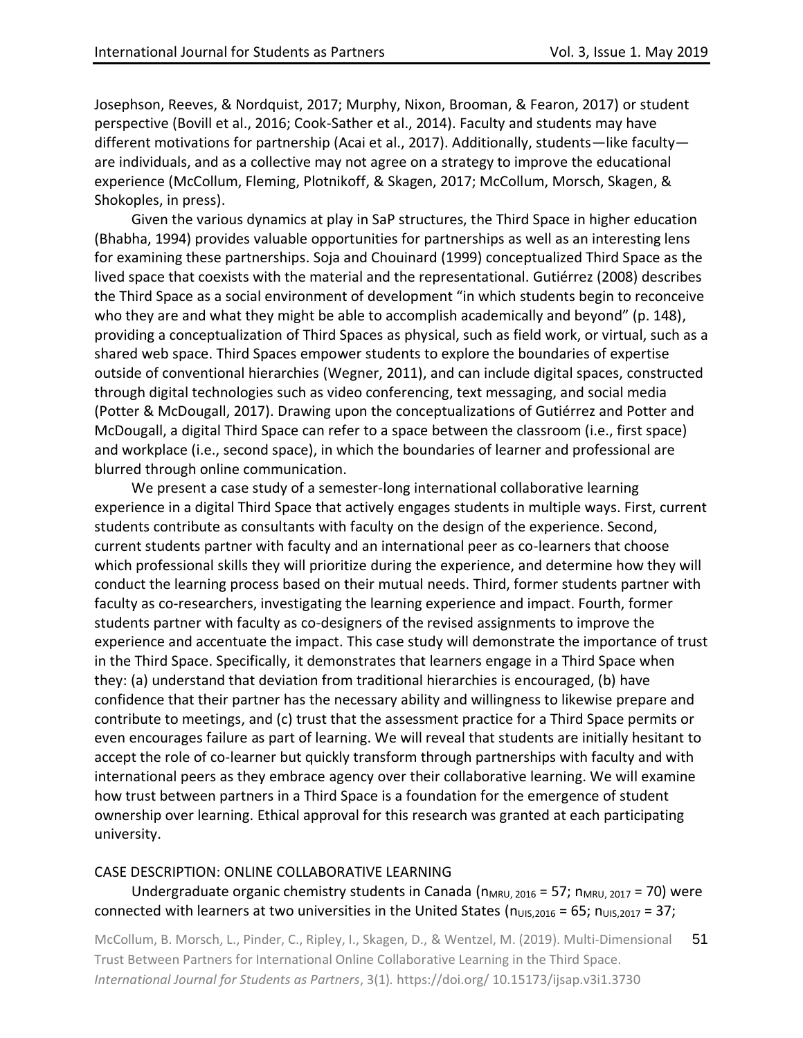Josephson, Reeves, & Nordquist, 2017; Murphy, Nixon, Brooman, & Fearon, 2017) or student perspective (Bovill et al., 2016; Cook-Sather et al., 2014). Faculty and students may have different motivations for partnership (Acai et al., 2017). Additionally, students—like faculty—are individuals, and as a collective may not agree on a strategy to improve the educational experience (McCollum, Fleming, Plotnikoff, & Skagen, 2017; McCollum, Morsch, Skagen, & Shokoples, in press).

Given the various dynamics at play in SaP structures, the Third Space in higher education (Bhabha, 1994) provides valuable opportunities for partnerships as well as an interesting lens for examining these partnerships. Soja and Chouinard (1999) conceptualized Third Space as the lived space that coexists with the material and the representational. Gutiérrez (2008) describes the Third Space as a social environment of development "in which students begin to reconceive who they are and what they might be able to accomplish academically and beyond" (p. 148), providing a conceptualization of Third Spaces as physical, such as field work, or virtual, such as a shared web space. Third Spaces empower students to explore the boundaries of expertise outside of conventional hierarchies (Wegner, 2011), and can include digital spaces, constructed through digital technologies such as video conferencing, text messaging, and social media (Potter & McDougall, 2017). Drawing upon the conceptualizations of Gutiérrez and Potter and McDougall, a digital Third Space can refer to a space between the classroom (i.e., first space) and workplace (i.e., second space), in which the boundaries of learner and professional are blurred through online communication.

We present a case study of a semester-long international collaborative learning experience in a digital Third Space that actively engages students in multiple ways. First, current students contribute as consultants with faculty on the design of the experience. Second, current students partner with faculty and an international peer as co-learners that choose which professional skills they will prioritize during the experience, and determine how they will conduct the learning process based on their mutual needs. Third, former students partner with faculty as co-researchers, investigating the learning experience and impact. Fourth, former students partner with faculty as co-designers of the revised assignments to improve the experience and accentuate the impact. This case study will demonstrate the importance of trust in the Third Space. Specifically, it demonstrates that learners engage in a Third Space when they: (a) understand that deviation from traditional hierarchies is encouraged, (b) have confidence that their partner has the necessary ability and willingness to likewise prepare and contribute to meetings, and (c) trust that the assessment practice for a Third Space permits or even encourages failure as part of learning. We will reveal that students are initially hesitant to accept the role of co-learner but quickly transform through partnerships with faculty and with international peers as they embrace agency over their collaborative learning. We will examine how trust between partners in a Third Space is a foundation for the emergence of student ownership over learning. Ethical approval for this research was granted at each participating university.

## CASE DESCRIPTION: ONLINE COLLABORATIVE LEARNING

Undergraduate organic chemistry students in Canada ($n_{MRU,\,2016} = 57$; $n_{MRU,\,2017} = 70$) were connected with learners at two universities in the United States ($n_{UIS,2016} = 65$; $n_{UIS,2017} = 37$;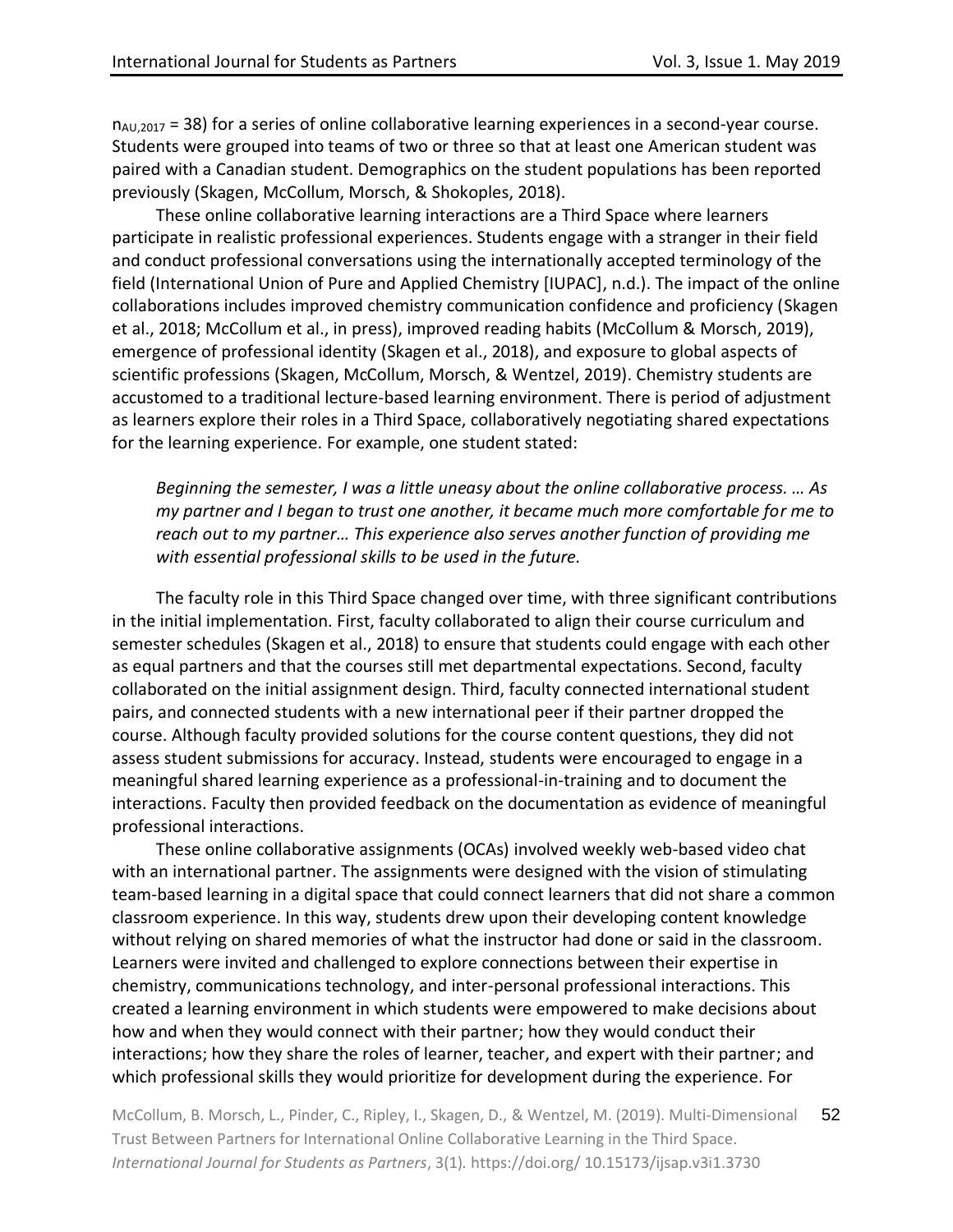$n_{AU,2017}$ = 38) for a series of online collaborative learning experiences in a second-year course. Students were grouped into teams of two or three so that at least one American student was paired with a Canadian student. Demographics on the student populations has been reported previously (Skagen, McCollum, Morsch, & Shokoples, 2018).

These online collaborative learning interactions are a Third Space where learners participate in realistic professional experiences. Students engage with a stranger in their field and conduct professional conversations using the internationally accepted terminology of the field (International Union of Pure and Applied Chemistry [IUPAC], n.d.). The impact of the online collaborations includes improved chemistry communication confidence and proficiency (Skagen et al., 2018; McCollum et al., in press), improved reading habits (McCollum & Morsch, 2019), emergence of professional identity (Skagen et al., 2018), and exposure to global aspects of scientific professions (Skagen, McCollum, Morsch, & Wentzel, 2019). Chemistry students are accustomed to a traditional lecture-based learning environment. There is period of adjustment as learners explore their roles in a Third Space, collaboratively negotiating shared expectations for the learning experience. For example, one student stated:

> *Beginning the semester, I was a little uneasy about the online collaborative process. … As my partner and I began to trust one another, it became much more comfortable for me to reach out to my partner… This experience also serves another function of providing me with essential professional skills to be used in the future.*

The faculty role in this Third Space changed over time, with three significant contributions in the initial implementation. First, faculty collaborated to align their course curriculum and semester schedules (Skagen et al., 2018) to ensure that students could engage with each other as equal partners and that the courses still met departmental expectations. Second, faculty collaborated on the initial assignment design. Third, faculty connected international student pairs, and connected students with a new international peer if their partner dropped the course. Although faculty provided solutions for the course content questions, they did not assess student submissions for accuracy. Instead, students were encouraged to engage in a meaningful shared learning experience as a professional-in-training and to document the interactions. Faculty then provided feedback on the documentation as evidence of meaningful professional interactions.

These online collaborative assignments (OCAs) involved weekly web-based video chat with an international partner. The assignments were designed with the vision of stimulating team-based learning in a digital space that could connect learners that did not share a common classroom experience. In this way, students drew upon their developing content knowledge without relying on shared memories of what the instructor had done or said in the classroom. Learners were invited and challenged to explore connections between their expertise in chemistry, communications technology, and inter-personal professional interactions. This created a learning environment in which students were empowered to make decisions about how and when they would connect with their partner; how they would conduct their interactions; how they share the roles of learner, teacher, and expert with their partner; and which professional skills they would prioritize for development during the experience. For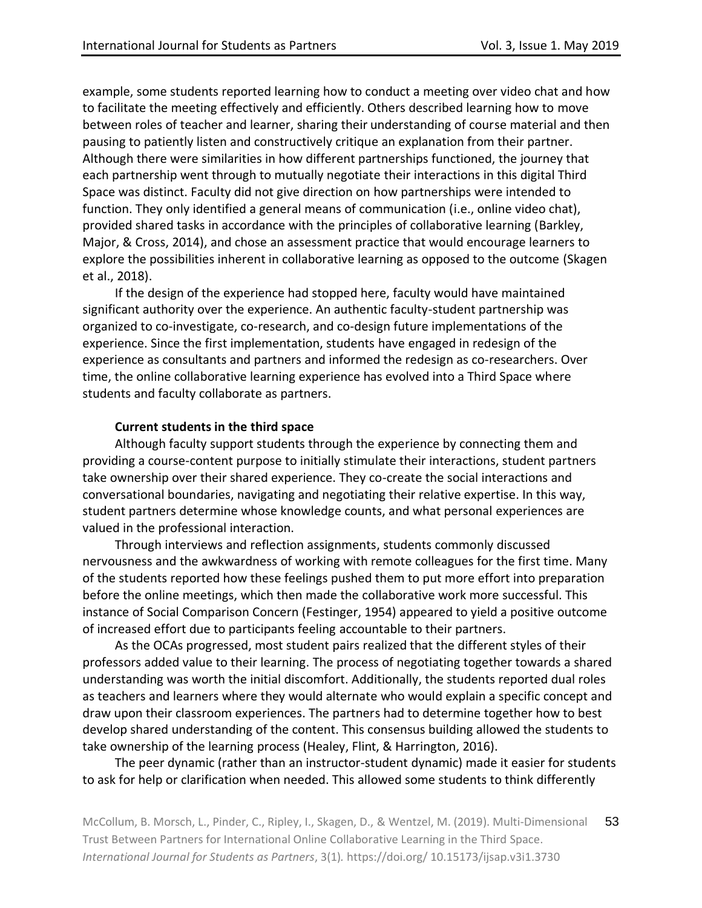example, some students reported learning how to conduct a meeting over video chat and how to facilitate the meeting effectively and efficiently. Others described learning how to move between roles of teacher and learner, sharing their understanding of course material and then pausing to patiently listen and constructively critique an explanation from their partner. Although there were similarities in how different partnerships functioned, the journey that each partnership went through to mutually negotiate their interactions in this digital Third Space was distinct. Faculty did not give direction on how partnerships were intended to function. They only identified a general means of communication (i.e., online video chat), provided shared tasks in accordance with the principles of collaborative learning (Barkley, Major, & Cross, 2014), and chose an assessment practice that would encourage learners to explore the possibilities inherent in collaborative learning as opposed to the outcome (Skagen et al., 2018).

If the design of the experience had stopped here, faculty would have maintained significant authority over the experience. An authentic faculty-student partnership was organized to co-investigate, co-research, and co-design future implementations of the experience. Since the first implementation, students have engaged in redesign of the experience as consultants and partners and informed the redesign as co-researchers. Over time, the online collaborative learning experience has evolved into a Third Space where students and faculty collaborate as partners.

**Current students in the third space**

Although faculty support students through the experience by connecting them and providing a course-content purpose to initially stimulate their interactions, student partners take ownership over their shared experience. They co-create the social interactions and conversational boundaries, navigating and negotiating their relative expertise. In this way, student partners determine whose knowledge counts, and what personal experiences are valued in the professional interaction.

Through interviews and reflection assignments, students commonly discussed nervousness and the awkwardness of working with remote colleagues for the first time. Many of the students reported how these feelings pushed them to put more effort into preparation before the online meetings, which then made the collaborative work more successful. This instance of Social Comparison Concern (Festinger, 1954) appeared to yield a positive outcome of increased effort due to participants feeling accountable to their partners.

As the OCAs progressed, most student pairs realized that the different styles of their professors added value to their learning. The process of negotiating together towards a shared understanding was worth the initial discomfort. Additionally, the students reported dual roles as teachers and learners where they would alternate who would explain a specific concept and draw upon their classroom experiences. The partners had to determine together how to best develop shared understanding of the content. This consensus building allowed the students to take ownership of the learning process (Healey, Flint, & Harrington, 2016).

The peer dynamic (rather than an instructor-student dynamic) made it easier for students to ask for help or clarification when needed. This allowed some students to think differently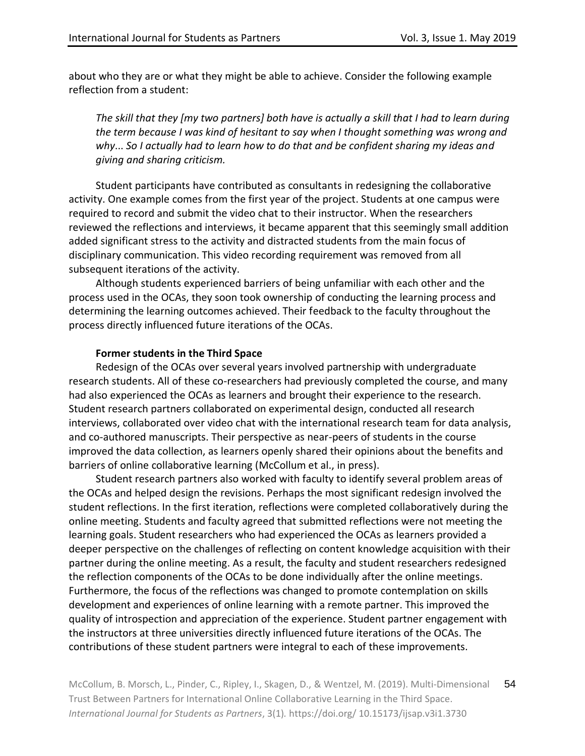about who they are or what they might be able to achieve. Consider the following example reflection from a student:

> *The skill that they [my two partners] both have is actually a skill that I had to learn during the term because I was kind of hesitant to say when I thought something was wrong and why... So I actually had to learn how to do that and be confident sharing my ideas and giving and sharing criticism.*

Student participants have contributed as consultants in redesigning the collaborative activity. One example comes from the first year of the project. Students at one campus were required to record and submit the video chat to their instructor. When the researchers reviewed the reflections and interviews, it became apparent that this seemingly small addition added significant stress to the activity and distracted students from the main focus of disciplinary communication. This video recording requirement was removed from all subsequent iterations of the activity.

Although students experienced barriers of being unfamiliar with each other and the process used in the OCAs, they soon took ownership of conducting the learning process and determining the learning outcomes achieved. Their feedback to the faculty throughout the process directly influenced future iterations of the OCAs.

#### Former students in the Third Space

Redesign of the OCAs over several years involved partnership with undergraduate research students. All of these co-researchers had previously completed the course, and many had also experienced the OCAs as learners and brought their experience to the research. Student research partners collaborated on experimental design, conducted all research interviews, collaborated over video chat with the international research team for data analysis, and co-authored manuscripts. Their perspective as near-peers of students in the course improved the data collection, as learners openly shared their opinions about the benefits and barriers of online collaborative learning (McCollum et al., in press).

Student research partners also worked with faculty to identify several problem areas of the OCAs and helped design the revisions. Perhaps the most significant redesign involved the student reflections. In the first iteration, reflections were completed collaboratively during the online meeting. Students and faculty agreed that submitted reflections were not meeting the learning goals. Student researchers who had experienced the OCAs as learners provided a deeper perspective on the challenges of reflecting on content knowledge acquisition with their partner during the online meeting. As a result, the faculty and student researchers redesigned the reflection components of the OCAs to be done individually after the online meetings. Furthermore, the focus of the reflections was changed to promote contemplation on skills development and experiences of online learning with a remote partner. This improved the quality of introspection and appreciation of the experience. Student partner engagement with the instructors at three universities directly influenced future iterations of the OCAs. The contributions of these student partners were integral to each of these improvements.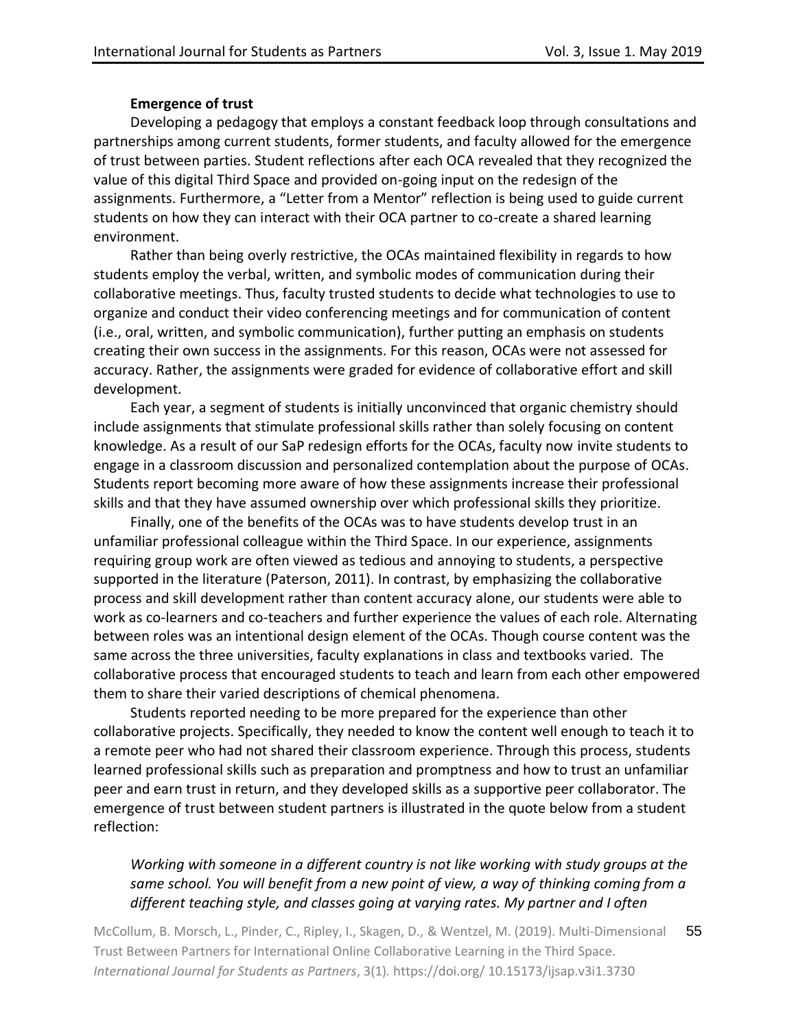### Emergence of trust

Developing a pedagogy that employs a constant feedback loop through consultations and partnerships among current students, former students, and faculty allowed for the emergence of trust between parties. Student reflections after each OCA revealed that they recognized the value of this digital Third Space and provided on-going input on the redesign of the assignments. Furthermore, a "Letter from a Mentor" reflection is being used to guide current students on how they can interact with their OCA partner to co-create a shared learning environment.

Rather than being overly restrictive, the OCAs maintained flexibility in regards to how students employ the verbal, written, and symbolic modes of communication during their collaborative meetings. Thus, faculty trusted students to decide what technologies to use to organize and conduct their video conferencing meetings and for communication of content (i.e., oral, written, and symbolic communication), further putting an emphasis on students creating their own success in the assignments. For this reason, OCAs were not assessed for accuracy. Rather, the assignments were graded for evidence of collaborative effort and skill development.

Each year, a segment of students is initially unconvinced that organic chemistry should include assignments that stimulate professional skills rather than solely focusing on content knowledge. As a result of our SaP redesign efforts for the OCAs, faculty now invite students to engage in a classroom discussion and personalized contemplation about the purpose of OCAs. Students report becoming more aware of how these assignments increase their professional skills and that they have assumed ownership over which professional skills they prioritize.

Finally, one of the benefits of the OCAs was to have students develop trust in an unfamiliar professional colleague within the Third Space. In our experience, assignments requiring group work are often viewed as tedious and annoying to students, a perspective supported in the literature (Paterson, 2011). In contrast, by emphasizing the collaborative process and skill development rather than content accuracy alone, our students were able to work as co-learners and co-teachers and further experience the values of each role. Alternating between roles was an intentional design element of the OCAs. Though course content was the same across the three universities, faculty explanations in class and textbooks varied. The collaborative process that encouraged students to teach and learn from each other empowered them to share their varied descriptions of chemical phenomena.

Students reported needing to be more prepared for the experience than other collaborative projects. Specifically, they needed to know the content well enough to teach it to a remote peer who had not shared their classroom experience. Through this process, students learned professional skills such as preparation and promptness and how to trust an unfamiliar peer and earn trust in return, and they developed skills as a supportive peer collaborator. The emergence of trust between student partners is illustrated in the quote below from a student reflection:

> *Working with someone in a different country is not like working with study groups at the same school. You will benefit from a new point of view, a way of thinking coming from a different teaching style, and classes going at varying rates. My partner and I often*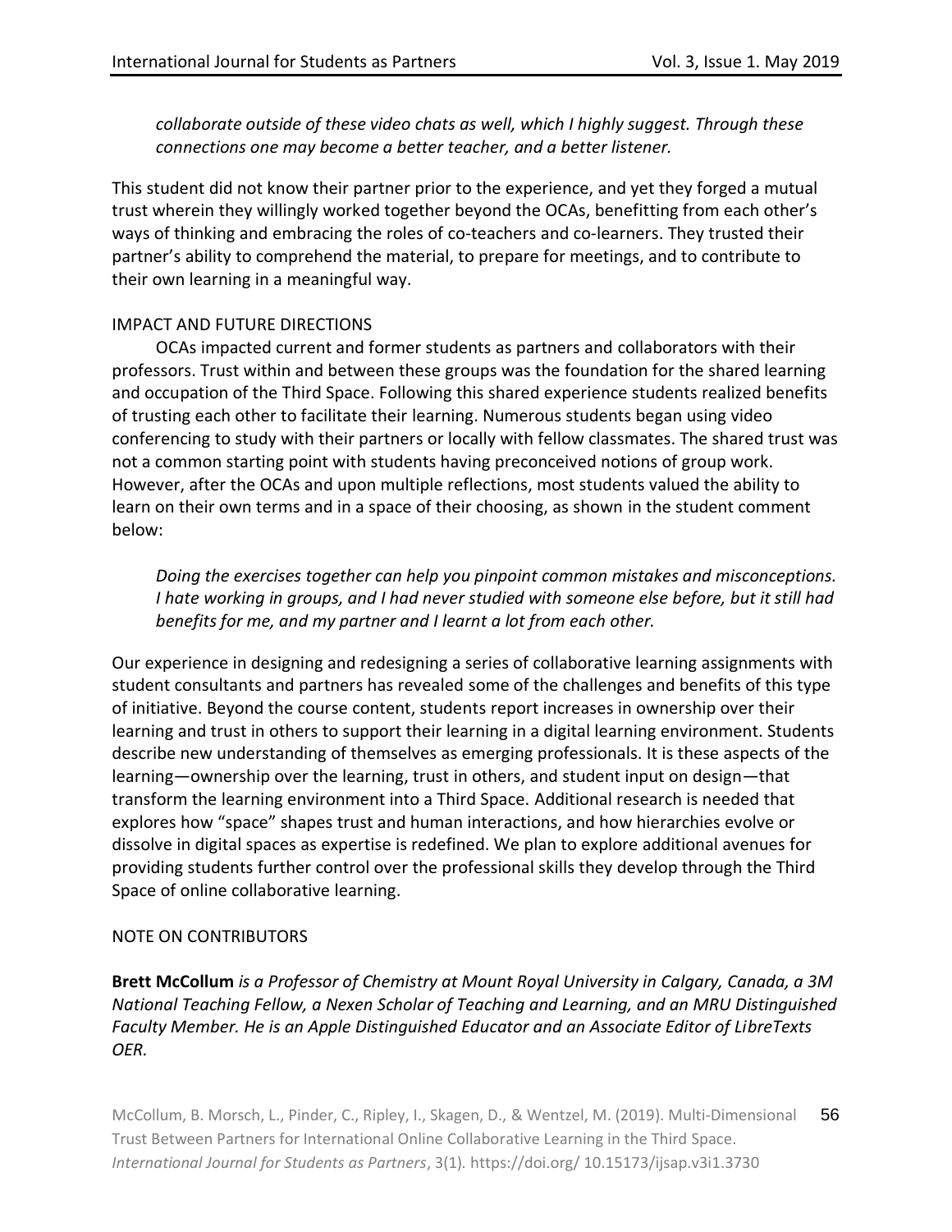*collaborate outside of these video chats as well, which I highly suggest. Through these connections one may become a better teacher, and a better listener.*

This student did not know their partner prior to the experience, and yet they forged a mutual trust wherein they willingly worked together beyond the OCAs, benefitting from each other's ways of thinking and embracing the roles of co-teachers and co-learners. They trusted their partner's ability to comprehend the material, to prepare for meetings, and to contribute to their own learning in a meaningful way.

## IMPACT AND FUTURE DIRECTIONS

OCAs impacted current and former students as partners and collaborators with their professors. Trust within and between these groups was the foundation for the shared learning and occupation of the Third Space. Following this shared experience students realized benefits of trusting each other to facilitate their learning. Numerous students began using video conferencing to study with their partners or locally with fellow classmates. The shared trust was not a common starting point with students having preconceived notions of group work. However, after the OCAs and upon multiple reflections, most students valued the ability to learn on their own terms and in a space of their choosing, as shown in the student comment below:

> *Doing the exercises together can help you pinpoint common mistakes and misconceptions. I hate working in groups, and I had never studied with someone else before, but it still had benefits for me, and my partner and I learnt a lot from each other.*

Our experience in designing and redesigning a series of collaborative learning assignments with student consultants and partners has revealed some of the challenges and benefits of this type of initiative. Beyond the course content, students report increases in ownership over their learning and trust in others to support their learning in a digital learning environment. Students describe new understanding of themselves as emerging professionals. It is these aspects of the learning—ownership over the learning, trust in others, and student input on design—that transform the learning environment into a Third Space. Additional research is needed that explores how "space" shapes trust and human interactions, and how hierarchies evolve or dissolve in digital spaces as expertise is redefined. We plan to explore additional avenues for providing students further control over the professional skills they develop through the Third Space of online collaborative learning.

## NOTE ON CONTRIBUTORS

**Brett McCollum** *is a Professor of Chemistry at Mount Royal University in Calgary, Canada, a 3M National Teaching Fellow, a Nexen Scholar of Teaching and Learning, and an MRU Distinguished Faculty Member. He is an Apple Distinguished Educator and an Associate Editor of LibreTexts OER.*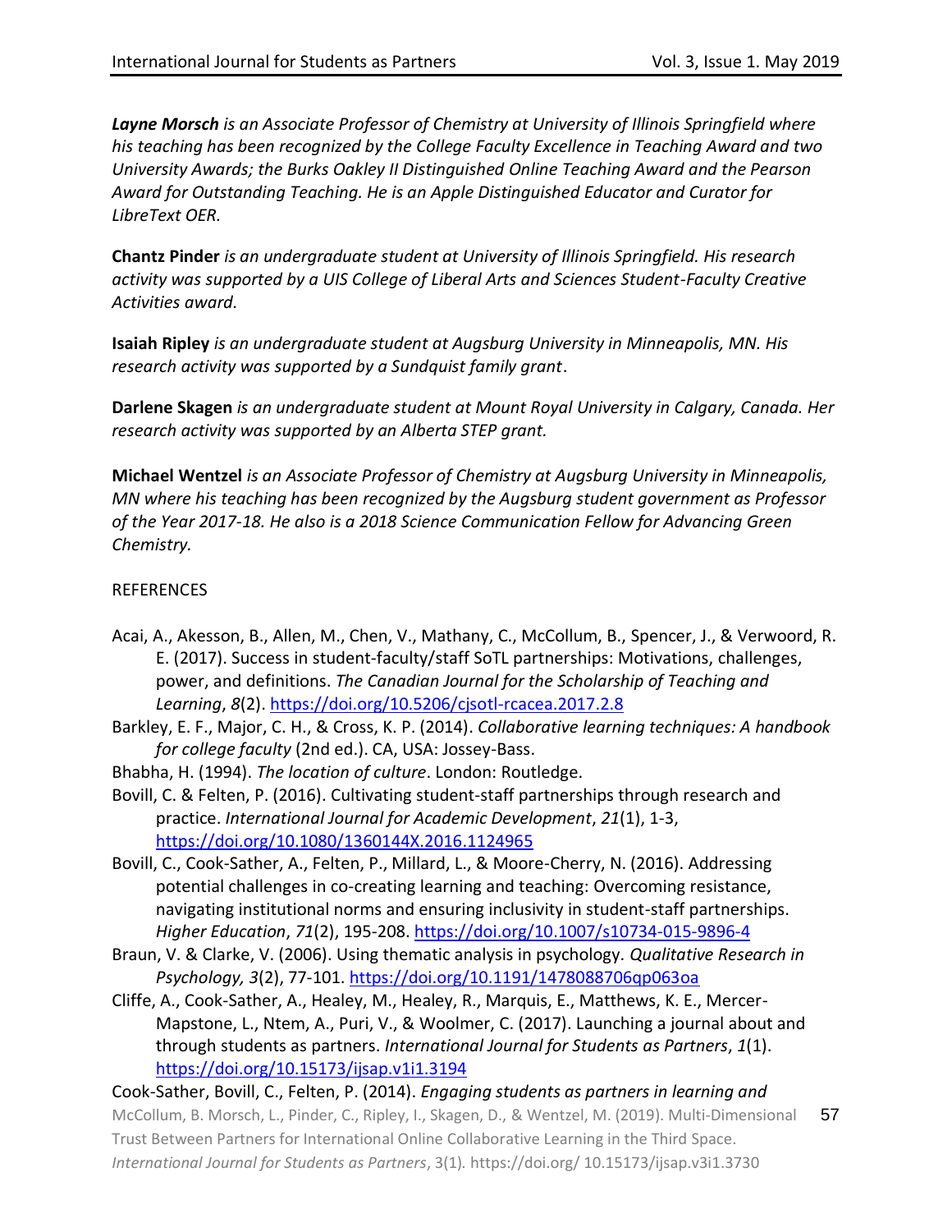***Layne Morsch*** *is an Associate Professor of Chemistry at University of Illinois Springfield where his teaching has been recognized by the College Faculty Excellence in Teaching Award and two University Awards; the Burks Oakley II Distinguished Online Teaching Award and the Pearson Award for Outstanding Teaching. He is an Apple Distinguished Educator and Curator for LibreText OER.*

**Chantz Pinder** *is an undergraduate student at University of Illinois Springfield. His research activity was supported by a UIS College of Liberal Arts and Sciences Student-Faculty Creative Activities award.*

**Isaiah Ripley** *is an undergraduate student at Augsburg University in Minneapolis, MN. His research activity was supported by a Sundquist family grant*.

**Darlene Skagen** *is an undergraduate student at Mount Royal University in Calgary, Canada. Her research activity was supported by an Alberta STEP grant.*

**Michael Wentzel** *is an Associate Professor of Chemistry at Augsburg University in Minneapolis, MN where his teaching has been recognized by the Augsburg student government as Professor of the Year 2017-18. He also is a 2018 Science Communication Fellow for Advancing Green Chemistry.*

REFERENCES

Acai, A., Akesson, B., Allen, M., Chen, V., Mathany, C., McCollum, B., Spencer, J., & Verwoord, R. E. (2017). Success in student-faculty/staff SoTL partnerships: Motivations, challenges, power, and definitions. *The Canadian Journal for the Scholarship of Teaching and Learning*, *8*(2). https://doi.org/10.5206/cjsotl-rcacea.2017.2.8

Barkley, E. F., Major, C. H., & Cross, K. P. (2014). *Collaborative learning techniques: A handbook for college faculty* (2nd ed.). CA, USA: Jossey-Bass.

Bhabha, H. (1994). *The location of culture*. London: Routledge.

Bovill, C. & Felten, P. (2016). Cultivating student-staff partnerships through research and practice. *International Journal for Academic Development*, *21*(1), 1-3, https://doi.org/10.1080/1360144X.2016.1124965

Bovill, C., Cook-Sather, A., Felten, P., Millard, L., & Moore-Cherry, N. (2016). Addressing potential challenges in co-creating learning and teaching: Overcoming resistance, navigating institutional norms and ensuring inclusivity in student-staff partnerships. *Higher Education*, *71*(2), 195-208. https://doi.org/10.1007/s10734-015-9896-4

Braun, V. & Clarke, V. (2006). Using thematic analysis in psychology. *Qualitative Research in Psychology, 3*(2), 77-101. https://doi.org/10.1191/1478088706qp063oa

Cliffe, A., Cook-Sather, A., Healey, M., Healey, R., Marquis, E., Matthews, K. E., Mercer-Mapstone, L., Ntem, A., Puri, V., & Woolmer, C. (2017). Launching a journal about and through students as partners. *International Journal for Students as Partners*, *1*(1). https://doi.org/10.15173/ijsap.v1i1.3194

Cook-Sather, Bovill, C., Felten, P. (2014). *Engaging students as partners in learning and*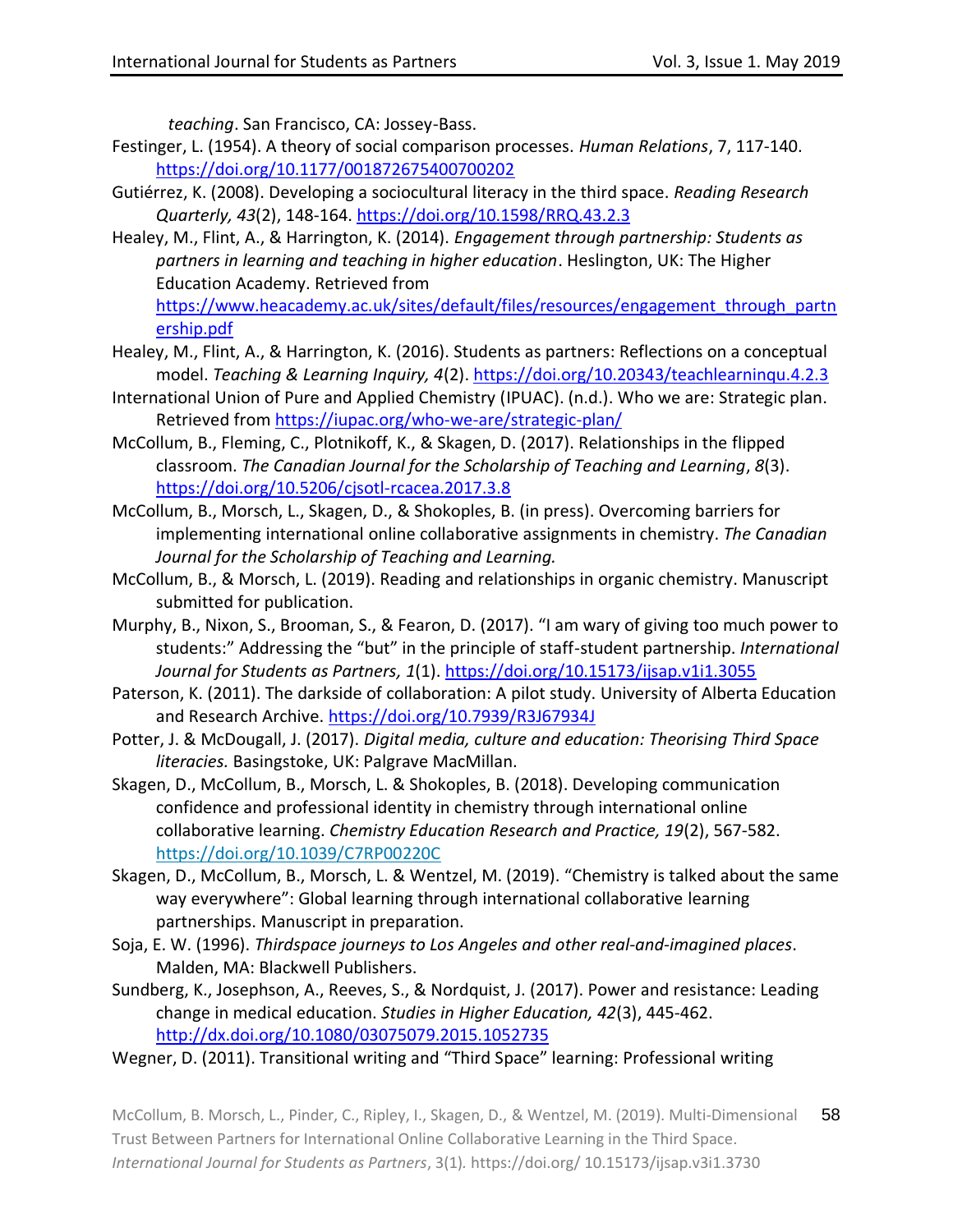*teaching*. San Francisco, CA: Jossey-Bass.

Festinger, L. (1954). A theory of social comparison processes. *Human Relations*, 7, 117-140. https://doi.org/10.1177/001872675400700202

Gutiérrez, K. (2008). Developing a sociocultural literacy in the third space. *Reading Research Quarterly, 43*(2), 148-164. https://doi.org/10.1598/RRQ.43.2.3

Healey, M., Flint, A., & Harrington, K. (2014). *Engagement through partnership: Students as partners in learning and teaching in higher education*. Heslington, UK: The Higher Education Academy. Retrieved from https://www.heacademy.ac.uk/sites/default/files/resources/engagement_through_partnership.pdf

Healey, M., Flint, A., & Harrington, K. (2016). Students as partners: Reflections on a conceptual model. *Teaching & Learning Inquiry, 4*(2). https://doi.org/10.20343/teachlearninqu.4.2.3

International Union of Pure and Applied Chemistry (IPUAC). (n.d.). Who we are: Strategic plan. Retrieved from https://iupac.org/who-we-are/strategic-plan/

McCollum, B., Fleming, C., Plotnikoff, K., & Skagen, D. (2017). Relationships in the flipped classroom. *The Canadian Journal for the Scholarship of Teaching and Learning*, *8*(3). https://doi.org/10.5206/cjsotl-rcacea.2017.3.8

McCollum, B., Morsch, L., Skagen, D., & Shokoples, B. (in press). Overcoming barriers for implementing international online collaborative assignments in chemistry. *The Canadian Journal for the Scholarship of Teaching and Learning.*

McCollum, B., & Morsch, L. (2019). Reading and relationships in organic chemistry. Manuscript submitted for publication.

Murphy, B., Nixon, S., Brooman, S., & Fearon, D. (2017). "I am wary of giving too much power to students:" Addressing the "but" in the principle of staff-student partnership. *International Journal for Students as Partners, 1*(1). https://doi.org/10.15173/ijsap.v1i1.3055

Paterson, K. (2011). The darkside of collaboration: A pilot study. University of Alberta Education and Research Archive. https://doi.org/10.7939/R3J67934J

Potter, J. & McDougall, J. (2017). *Digital media, culture and education: Theorising Third Space literacies.* Basingstoke, UK: Palgrave MacMillan.

Skagen, D., McCollum, B., Morsch, L. & Shokoples, B. (2018). Developing communication confidence and professional identity in chemistry through international online collaborative learning. *Chemistry Education Research and Practice, 19*(2), 567-582. https://doi.org/10.1039/C7RP00220C

Skagen, D., McCollum, B., Morsch, L. & Wentzel, M. (2019). "Chemistry is talked about the same way everywhere": Global learning through international collaborative learning partnerships. Manuscript in preparation.

Soja, E. W. (1996). *Thirdspace journeys to Los Angeles and other real-and-imagined places*. Malden, MA: Blackwell Publishers.

Sundberg, K., Josephson, A., Reeves, S., & Nordquist, J. (2017). Power and resistance: Leading change in medical education. *Studies in Higher Education, 42*(3), 445-462. http://dx.doi.org/10.1080/03075079.2015.1052735

Wegner, D. (2011). Transitional writing and "Third Space" learning: Professional writing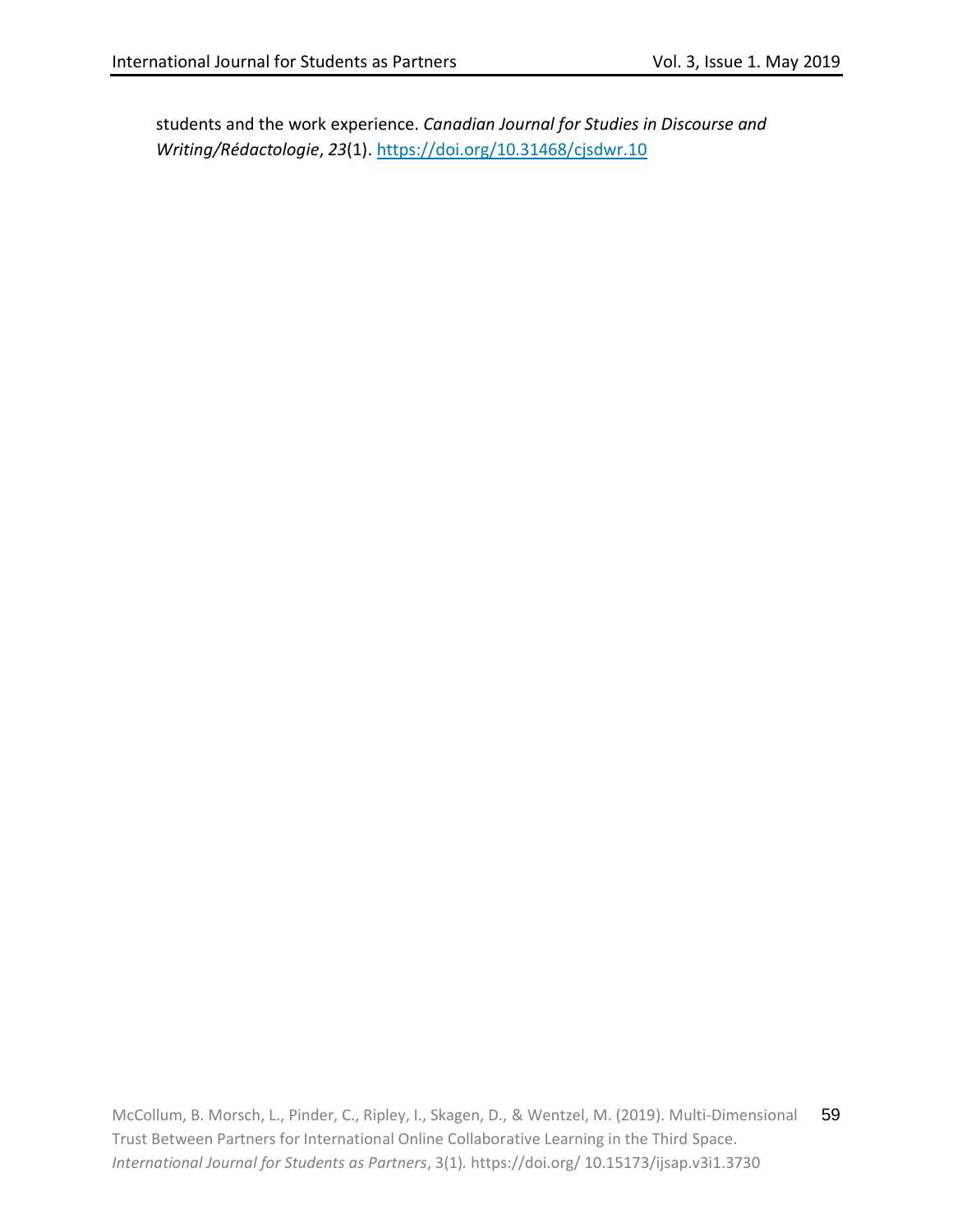students and the work experience. *Canadian Journal for Studies in Discourse and Writing/Rédactologie*, *23*(1). https://doi.org/10.31468/cjsdwr.10